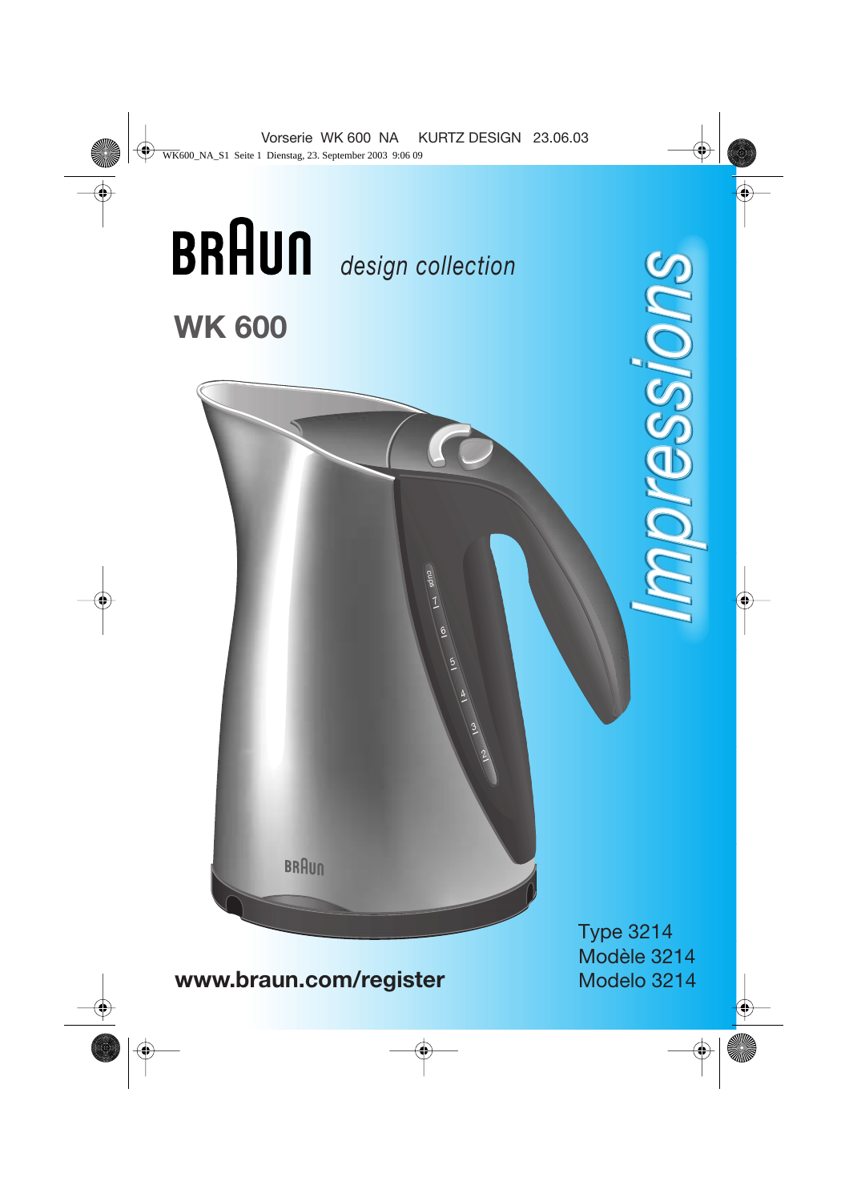# BRAUN *design collection*

## WK 600

*Impressions*

**www.braun.com/register**

Type 3214
Modèle 3214
Modelo 3214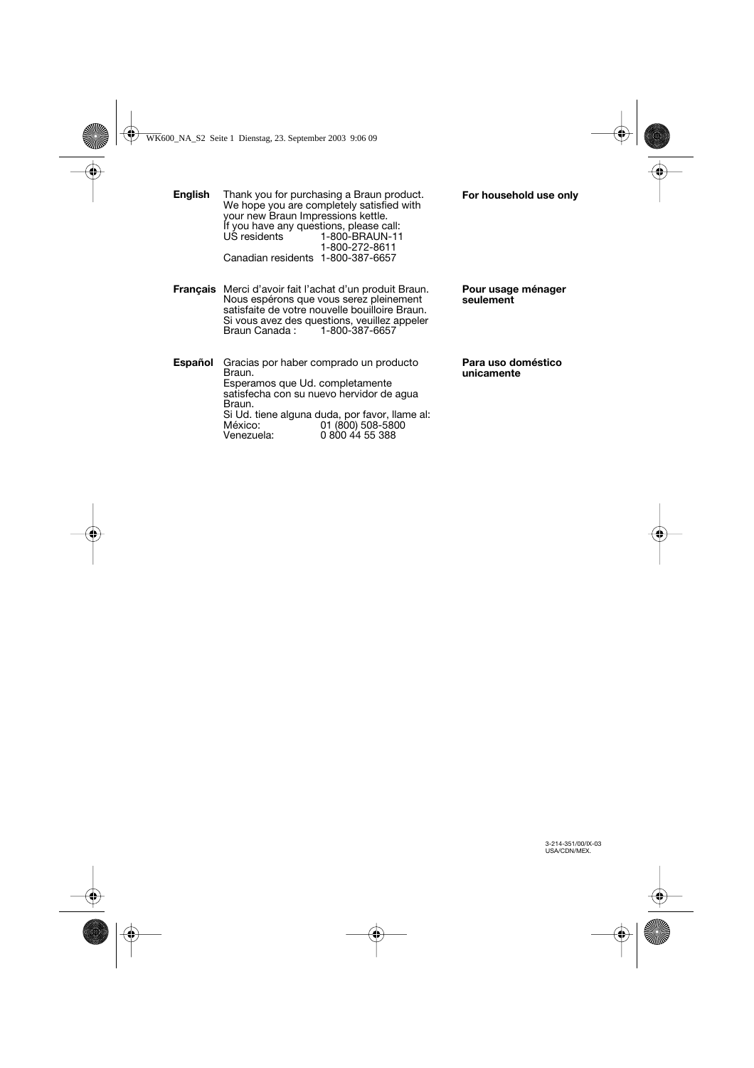**English**

Thank you for purchasing a Braun product. We hope you are completely satisfied with your new Braun Impressions kettle.
If you have any questions, please call:

| | |
|---|---|
| US residents | 1-800-BRAUN-11 |
| | 1-800-272-8611 |
| Canadian residents | 1-800-387-6657 |

**For household use only**

**Français**

Merci d'avoir fait l'achat d'un produit Braun. Nous espérons que vous serez pleinement satisfaite de votre nouvelle bouilloire Braun.
Si vous avez des questions, veuillez appeler

| | |
|---|---|
| Braun Canada : | 1-800-387-6657 |

**Pour usage ménager seulement**

**Español**

Gracias por haber comprado un producto Braun.
Esperamos que Ud. completamente satisfecha con su nuevo hervidor de agua Braun.
Si Ud. tiene alguna duda, por favor, llame al:

| | |
|---|---|
| México: | 01 (800) 508-5800 |
| Venezuela: | 0 800 44 55 388 |

**Para uso doméstico unicamente**

3-214-351/00/IX-03
USA/CDN/MEX.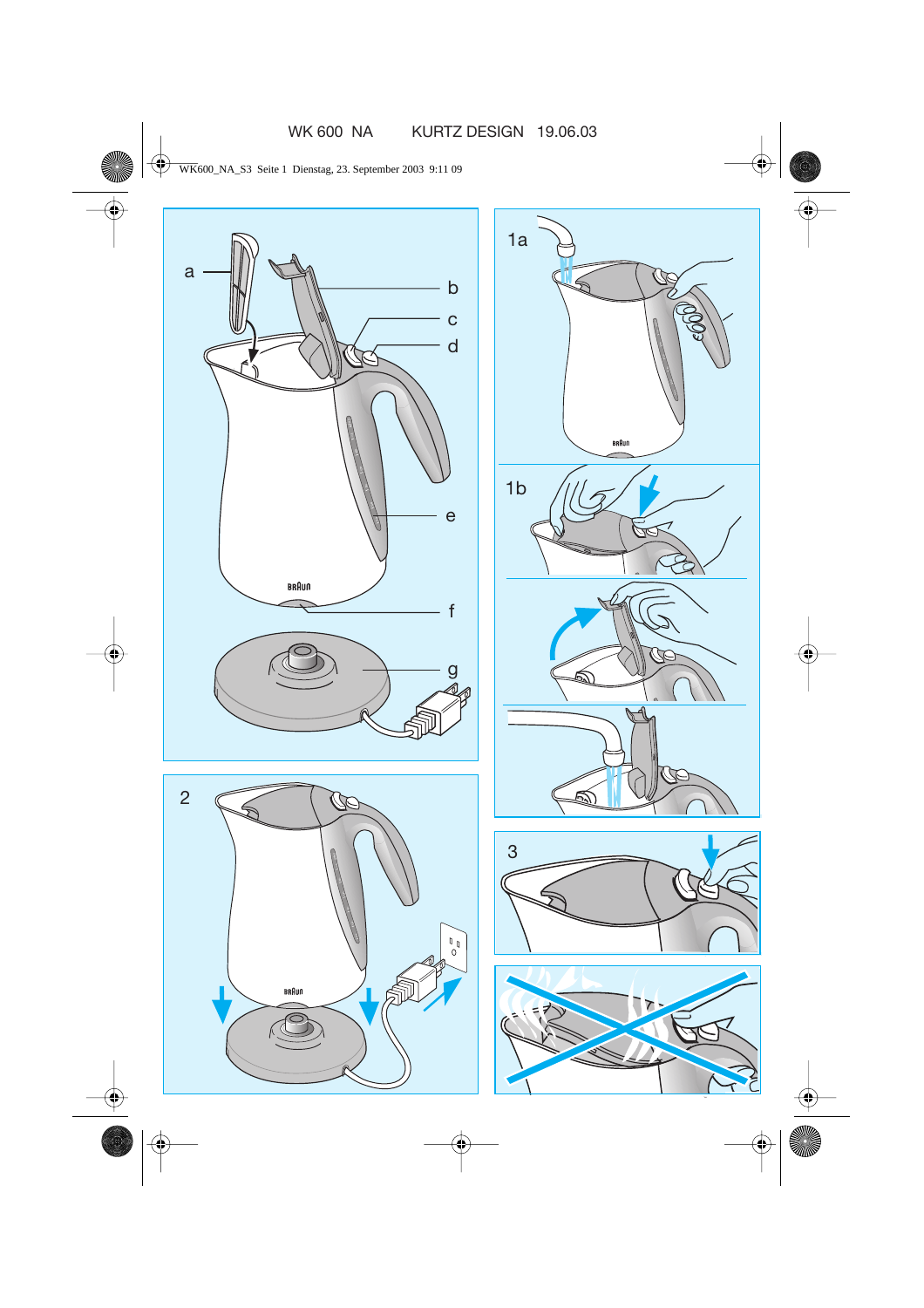WK 600 NA    KURTZ DESIGN 19.06.03

WK600_NA_S3 Seite 1 Dienstag, 23. September 2003 9:11 09

a

b

c

d

e

f

g

1a

1b

2

3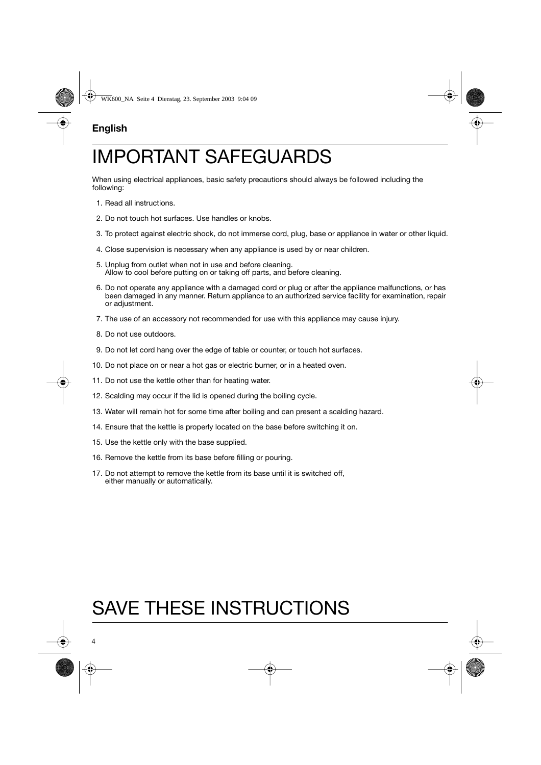**English**

# IMPORTANT SAFEGUARDS

When using electrical appliances, basic safety precautions should always be followed including the following:

1. Read all instructions.
2. Do not touch hot surfaces. Use handles or knobs.
3. To protect against electric shock, do not immerse cord, plug, base or appliance in water or other liquid.
4. Close supervision is necessary when any appliance is used by or near children.
5. Unplug from outlet when not in use and before cleaning.
   Allow to cool before putting on or taking off parts, and before cleaning.
6. Do not operate any appliance with a damaged cord or plug or after the appliance malfunctions, or has been damaged in any manner. Return appliance to an authorized service facility for examination, repair or adjustment.
7. The use of an accessory not recommended for use with this appliance may cause injury.
8. Do not use outdoors.
9. Do not let cord hang over the edge of table or counter, or touch hot surfaces.
10. Do not place on or near a hot gas or electric burner, or in a heated oven.
11. Do not use the kettle other than for heating water.
12. Scalding may occur if the lid is opened during the boiling cycle.
13. Water will remain hot for some time after boiling and can present a scalding hazard.
14. Ensure that the kettle is properly located on the base before switching it on.
15. Use the kettle only with the base supplied.
16. Remove the kettle from its base before filling or pouring.
17. Do not attempt to remove the kettle from its base until it is switched off, either manually or automatically.

# SAVE THESE INSTRUCTIONS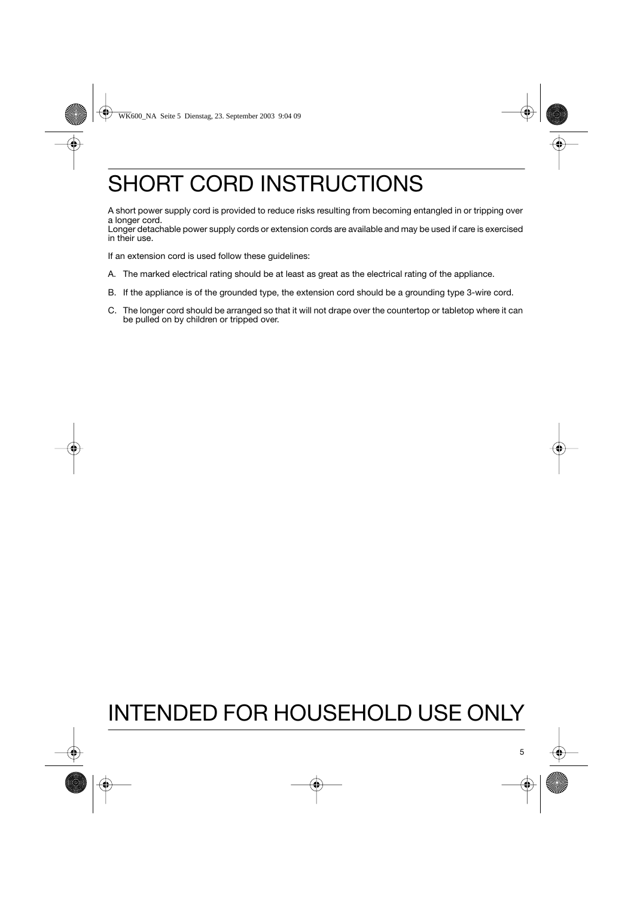# SHORT CORD INSTRUCTIONS

A short power supply cord is provided to reduce risks resulting from becoming entangled in or tripping over a longer cord.
Longer detachable power supply cords or extension cords are available and may be used if care is exercised in their use.

If an extension cord is used follow these guidelines:

A. The marked electrical rating should be at least as great as the electrical rating of the appliance.

B. If the appliance is of the grounded type, the extension cord should be a grounding type 3-wire cord.

C. The longer cord should be arranged so that it will not drape over the countertop or tabletop where it can be pulled on by children or tripped over.

# INTENDED FOR HOUSEHOLD USE ONLY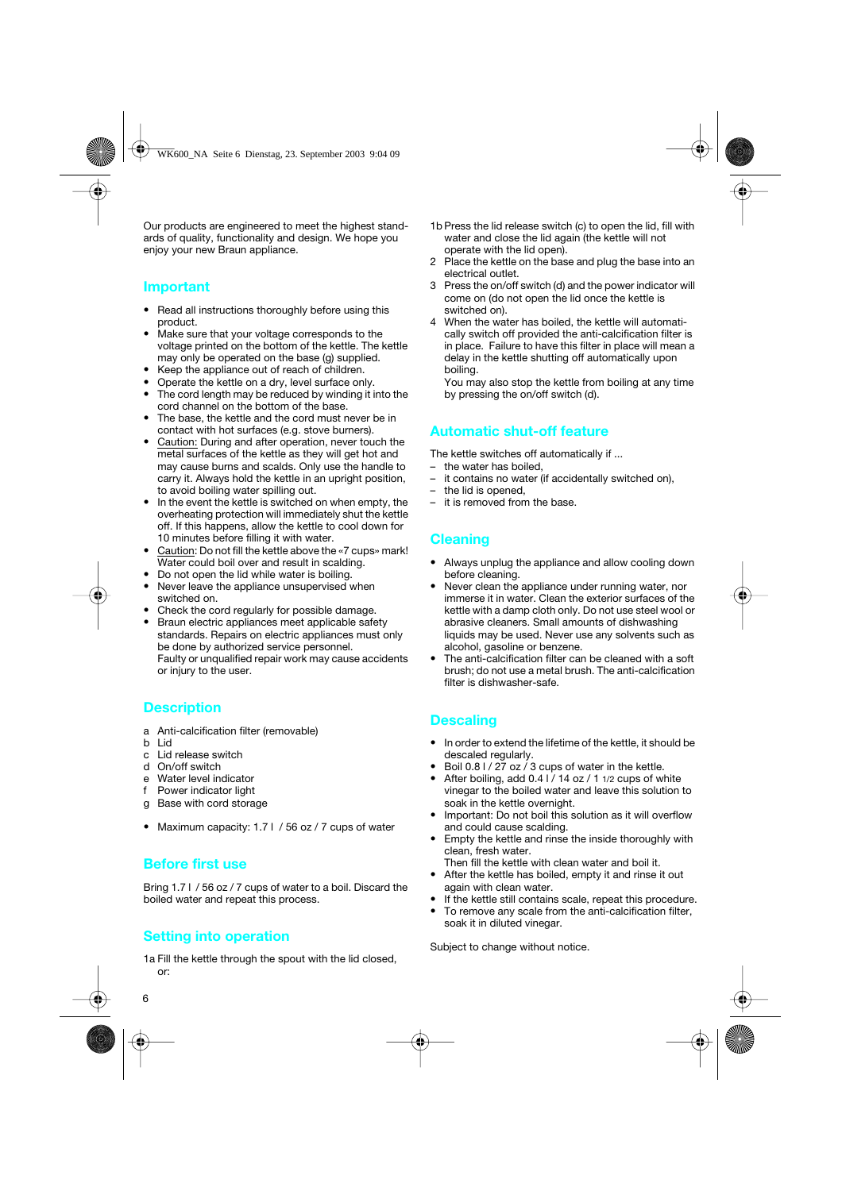Our products are engineered to meet the highest standards of quality, functionality and design. We hope you enjoy your new Braun appliance.

## Important

- Read all instructions thoroughly before using this product.
- Make sure that your voltage corresponds to the voltage printed on the bottom of the kettle. The kettle may only be operated on the base (g) supplied.
- Keep the appliance out of reach of children.
- Operate the kettle on a dry, level surface only.
- The cord length may be reduced by winding it into the cord channel on the bottom of the base.
- The base, the kettle and the cord must never be in contact with hot surfaces (e.g. stove burners).
- Caution: During and after operation, never touch the metal surfaces of the kettle as they will get hot and may cause burns and scalds. Only use the handle to carry it. Always hold the kettle in an upright position, to avoid boiling water spilling out.
- In the event the kettle is switched on when empty, the overheating protection will immediately shut the kettle off. If this happens, allow the kettle to cool down for 10 minutes before filling it with water.
- Caution: Do not fill the kettle above the «7 cups» mark! Water could boil over and result in scalding.
- Do not open the lid while water is boiling.
- Never leave the appliance unsupervised when switched on.
- Check the cord regularly for possible damage.
- Braun electric appliances meet applicable safety standards. Repairs on electric appliances must only be done by authorized service personnel. Faulty or unqualified repair work may cause accidents or injury to the user.

## Description

a Anti-calcification filter (removable)
b Lid
c Lid release switch
d On/off switch
e Water level indicator
f Power indicator light
g Base with cord storage

- Maximum capacity: 1.7 l / 56 oz / 7 cups of water

## Before first use

Bring 1.7 l / 56 oz / 7 cups of water to a boil. Discard the boiled water and repeat this process.

## Setting into operation

1a Fill the kettle through the spout with the lid closed, or:

1b Press the lid release switch (c) to open the lid, fill with water and close the lid again (the kettle will not operate with the lid open).

2 Place the kettle on the base and plug the base into an electrical outlet.

3 Press the on/off switch (d) and the power indicator will come on (do not open the lid once the kettle is switched on).

4 When the water has boiled, the kettle will automatically switch off provided the anti-calcification filter is in place. Failure to have this filter in place will mean a delay in the kettle shutting off automatically upon boiling.
You may also stop the kettle from boiling at any time by pressing the on/off switch (d).

## Automatic shut-off feature

The kettle switches off automatically if ...

- the water has boiled,
- it contains no water (if accidentally switched on),
- the lid is opened,
- it is removed from the base.

## Cleaning

- Always unplug the appliance and allow cooling down before cleaning.
- Never clean the appliance under running water, nor immerse it in water. Clean the exterior surfaces of the kettle with a damp cloth only. Do not use steel wool or abrasive cleaners. Small amounts of dishwashing liquids may be used. Never use any solvents such as alcohol, gasoline or benzene.
- The anti-calcification filter can be cleaned with a soft brush; do not use a metal brush. The anti-calcification filter is dishwasher-safe.

## Descaling

- In order to extend the lifetime of the kettle, it should be descaled regularly.
- Boil 0.8 l / 27 oz / 3 cups of water in the kettle.
- After boiling, add 0.4 l / 14 oz / 1 1/2 cups of white vinegar to the boiled water and leave this solution to soak in the kettle overnight.
- Important: Do not boil this solution as it will overflow and could cause scalding.
- Empty the kettle and rinse the inside thoroughly with clean, fresh water.
Then fill the kettle with clean water and boil it.
- After the kettle has boiled, empty it and rinse it out again with clean water.
- If the kettle still contains scale, repeat this procedure.
- To remove any scale from the anti-calcification filter, soak it in diluted vinegar.

Subject to change without notice.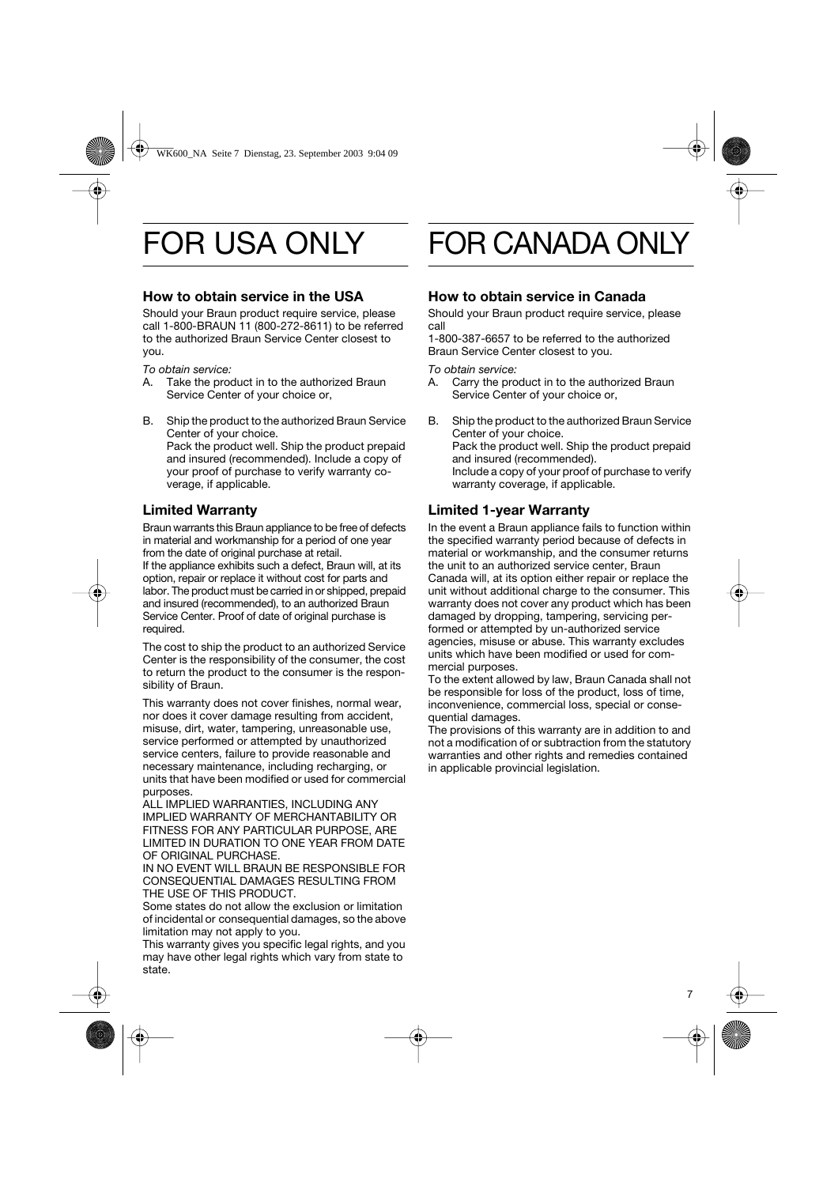# FOR USA ONLY

### How to obtain service in the USA

Should your Braun product require service, please call 1-800-BRAUN 11 (800-272-8611) to be referred to the authorized Braun Service Center closest to you.

*To obtain service:*

A. Take the product in to the authorized Braun Service Center of your choice or,

B. Ship the product to the authorized Braun Service Center of your choice.
Pack the product well. Ship the product prepaid and insured (recommended). Include a copy of your proof of purchase to verify warranty coverage, if applicable.

### Limited Warranty

Braun warrants this Braun appliance to be free of defects in material and workmanship for a period of one year from the date of original purchase at retail.
If the appliance exhibits such a defect, Braun will, at its option, repair or replace it without cost for parts and labor. The product must be carried in or shipped, prepaid and insured (recommended), to an authorized Braun Service Center. Proof of date of original purchase is required.

The cost to ship the product to an authorized Service Center is the responsibility of the consumer, the cost to return the product to the consumer is the responsibility of Braun.

This warranty does not cover finishes, normal wear, nor does it cover damage resulting from accident, misuse, dirt, water, tampering, unreasonable use, service performed or attempted by unauthorized service centers, failure to provide reasonable and necessary maintenance, including recharging, or units that have been modified or used for commercial purposes.
ALL IMPLIED WARRANTIES, INCLUDING ANY IMPLIED WARRANTY OF MERCHANTABILITY OR FITNESS FOR ANY PARTICULAR PURPOSE, ARE LIMITED IN DURATION TO ONE YEAR FROM DATE OF ORIGINAL PURCHASE.
IN NO EVENT WILL BRAUN BE RESPONSIBLE FOR CONSEQUENTIAL DAMAGES RESULTING FROM THE USE OF THIS PRODUCT.
Some states do not allow the exclusion or limitation of incidental or consequential damages, so the above limitation may not apply to you.
This warranty gives you specific legal rights, and you may have other legal rights which vary from state to state.

# FOR CANADA ONLY

### How to obtain service in Canada

Should your Braun product require service, please call
1-800-387-6657 to be referred to the authorized Braun Service Center closest to you.

*To obtain service:*

A. Carry the product in to the authorized Braun Service Center of your choice or,

B. Ship the product to the authorized Braun Service Center of your choice.
Pack the product well. Ship the product prepaid and insured (recommended).
Include a copy of your proof of purchase to verify warranty coverage, if applicable.

### Limited 1-year Warranty

In the event a Braun appliance fails to function within the specified warranty period because of defects in material or workmanship, and the consumer returns the unit to an authorized service center, Braun Canada will, at its option either repair or replace the unit without additional charge to the consumer. This warranty does not cover any product which has been damaged by dropping, tampering, servicing performed or attempted by un-authorized service agencies, misuse or abuse. This warranty excludes units which have been modified or used for commercial purposes.
To the extent allowed by law, Braun Canada shall not be responsible for loss of the product, loss of time, inconvenience, commercial loss, special or consequential damages.
The provisions of this warranty are in addition to and not a modification of or subtraction from the statutory warranties and other rights and remedies contained in applicable provincial legislation.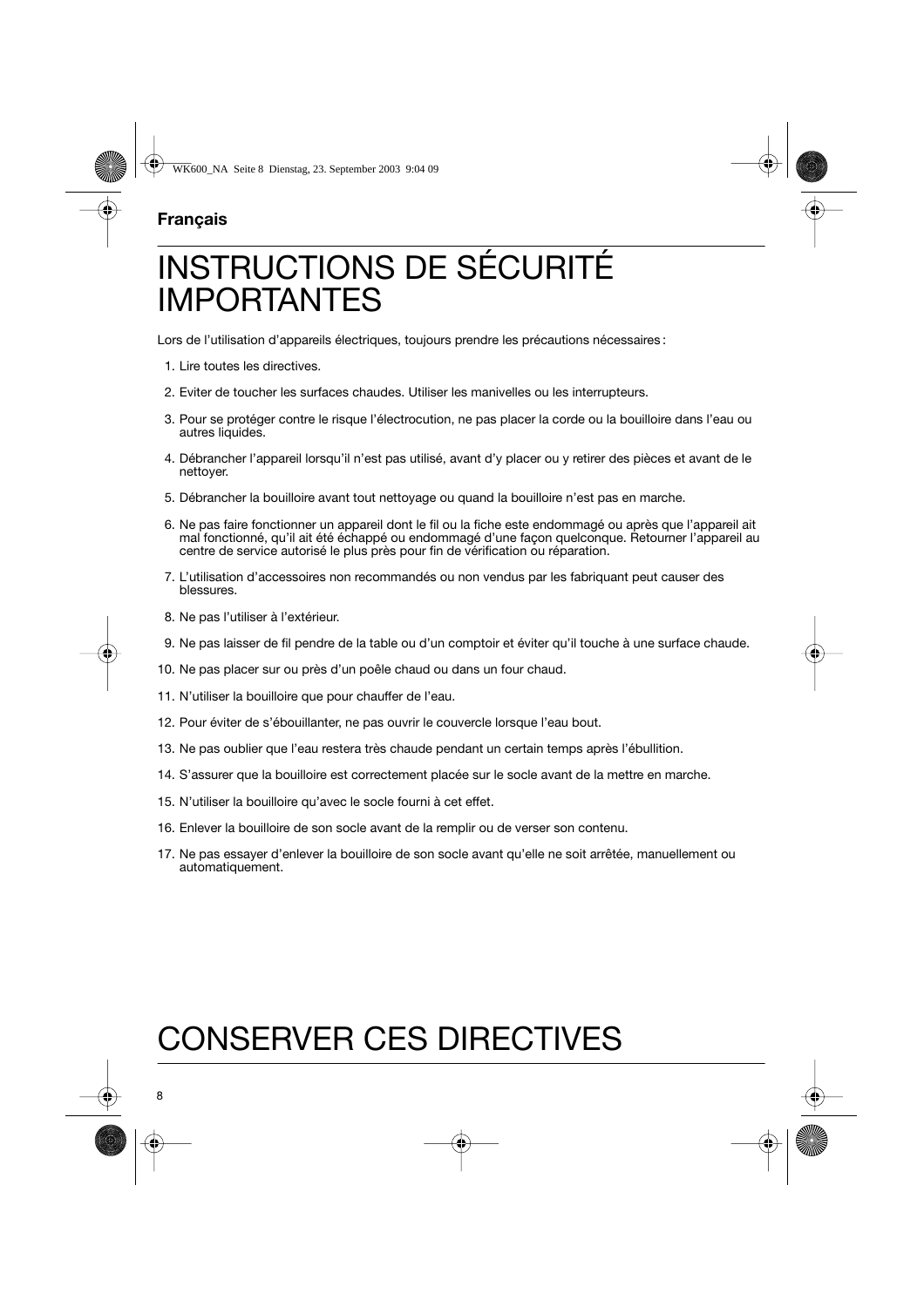**Français**

# INSTRUCTIONS DE SÉCURITÉ IMPORTANTES

Lors de l'utilisation d'appareils électriques, toujours prendre les précautions nécessaires :

1. Lire toutes les directives.
2. Eviter de toucher les surfaces chaudes. Utiliser les manivelles ou les interrupteurs.
3. Pour se protéger contre le risque l'électrocution, ne pas placer la corde ou la bouilloire dans l'eau ou autres liquides.
4. Débrancher l'appareil lorsqu'il n'est pas utilisé, avant d'y placer ou y retirer des pièces et avant de le nettoyer.
5. Débrancher la bouilloire avant tout nettoyage ou quand la bouilloire n'est pas en marche.
6. Ne pas faire fonctionner un appareil dont le fil ou la fiche este endommagé ou après que l'appareil ait mal fonctionné, qu'il ait été échappé ou endommagé d'une façon quelconque. Retourner l'appareil au centre de service autorisé le plus près pour fin de vérification ou réparation.
7. L'utilisation d'accessoires non recommandés ou non vendus par les fabriquant peut causer des blessures.
8. Ne pas l'utiliser à l'extérieur.
9. Ne pas laisser de fil pendre de la table ou d'un comptoir et éviter qu'il touche à une surface chaude.
10. Ne pas placer sur ou près d'un poêle chaud ou dans un four chaud.
11. N'utiliser la bouilloire que pour chauffer de l'eau.
12. Pour éviter de s'ébouillanter, ne pas ouvrir le couvercle lorsque l'eau bout.
13. Ne pas oublier que l'eau restera très chaude pendant un certain temps après l'ébullition.
14. S'assurer que la bouilloire est correctement placée sur le socle avant de la mettre en marche.
15. N'utiliser la bouilloire qu'avec le socle fourni à cet effet.
16. Enlever la bouilloire de son socle avant de la remplir ou de verser son contenu.
17. Ne pas essayer d'enlever la bouilloire de son socle avant qu'elle ne soit arrêtée, manuellement ou automatiquement.

# CONSERVER CES DIRECTIVES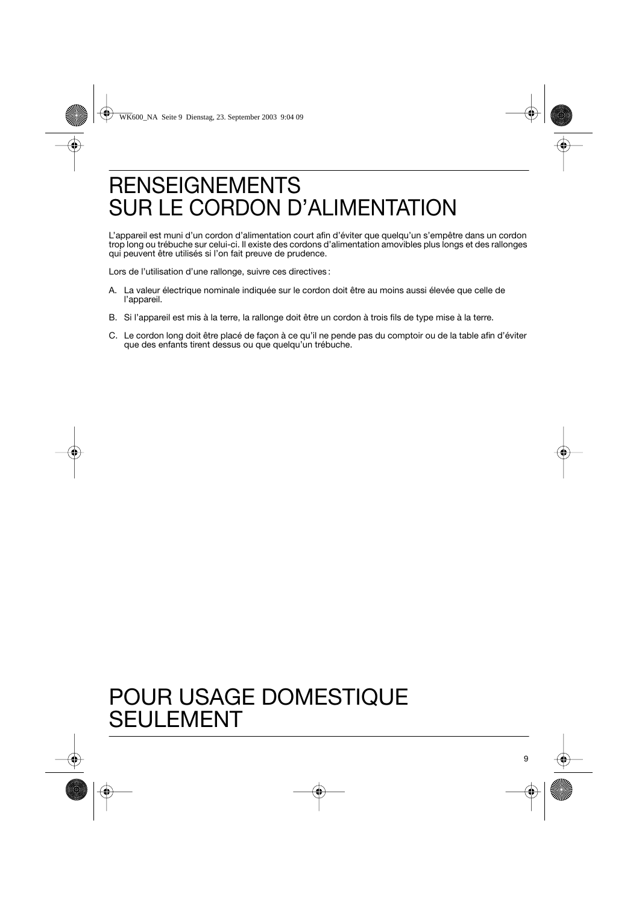# RENSEIGNEMENTS SUR LE CORDON D'ALIMENTATION

L'appareil est muni d'un cordon d'alimentation court afin d'éviter que quelqu'un s'empêtre dans un cordon trop long ou trébuche sur celui-ci. Il existe des cordons d'alimentation amovibles plus longs et des rallonges qui peuvent être utilisés si l'on fait preuve de prudence.

Lors de l'utilisation d'une rallonge, suivre ces directives :

A. La valeur électrique nominale indiquée sur le cordon doit être au moins aussi élevée que celle de l'appareil.

B. Si l'appareil est mis à la terre, la rallonge doit être un cordon à trois fils de type mise à la terre.

C. Le cordon long doit être placé de façon à ce qu'il ne pende pas du comptoir ou de la table afin d'éviter que des enfants tirent dessus ou que quelqu'un trébuche.

# POUR USAGE DOMESTIQUE SEULEMENT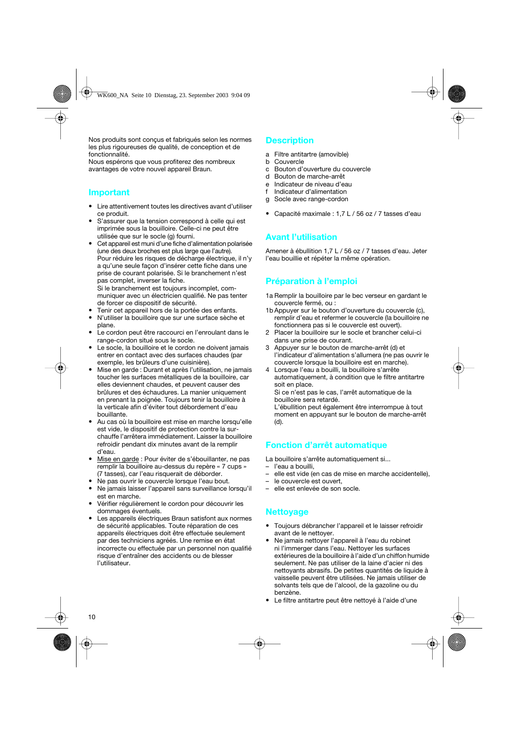Nos produits sont conçus et fabriqués selon les normes les plus rigoureuses de qualité, de conception et de fonctionnalité.
Nous espérons que vous profiterez des nombreux avantages de votre nouvel appareil Braun.

## Important

- Lire attentivement toutes les directives avant d'utiliser ce produit.
- S'assurer que la tension correspond à celle qui est imprimée sous la bouilloire. Celle-ci ne peut être utilisée que sur le socle (g) fourni.
- Cet appareil est muni d'une fiche d'alimentation polarisée (une des deux broches est plus large que l'autre).
  Pour réduire les risques de décharge électrique, il n'y a qu'une seule façon d'insérer cette fiche dans une prise de courant polarisée. Si le branchement n'est pas complet, inverser la fiche.
  Si le branchement est toujours incomplet, communiquer avec un électricien qualifié. Ne pas tenter de forcer ce dispositif de sécurité.
- Tenir cet appareil hors de la portée des enfants.
- N'utiliser la bouilloire que sur une surface sèche et plane.
- Le cordon peut être raccourci en l'enroulant dans le range-cordon situé sous le socle.
- Le socle, la bouilloire et le cordon ne doivent jamais entrer en contact avec des surfaces chaudes (par exemple, les brûleurs d'une cuisinière).
- Mise en garde : Durant et après l'utilisation, ne jamais toucher les surfaces métalliques de la bouilloire, car elles deviennent chaudes, et peuvent causer des brûlures et des échaudures. La manier uniquement en prenant la poignée. Toujours tenir la bouilloire à la verticale afin d'éviter tout débordement d'eau bouillante.
- Au cas où la bouilloire est mise en marche lorsqu'elle est vide, le dispositif de protection contre la surchauffe l'arrêtera immédiatement. Laisser la bouilloire refroidir pendant dix minutes avant de la remplir d'eau.
- Mise en garde : Pour éviter de s'ébouillanter, ne pas remplir la bouilloire au-dessus du repère « 7 cups » (7 tasses), car l'eau risquerait de déborder.
- Ne pas ouvrir le couvercle lorsque l'eau bout.
- Ne jamais laisser l'appareil sans surveillance lorsqu'il est en marche.
- Vérifier régulièrement le cordon pour découvrir les dommages éventuels.
- Les appareils électriques Braun satisfont aux normes de sécurité applicables. Toute réparation de ces appareils électriques doit être effectuée seulement par des techniciens agréés. Une remise en état incorrecte ou effectuée par un personnel non qualifié risque d'entraîner des accidents ou de blesser l'utilisateur.

## Description

a Filtre antitartre (amovible)
b Couvercle
c Bouton d'ouverture du couvercle
d Bouton de marche-arrêt
e Indicateur de niveau d'eau
f Indicateur d'alimentation
g Socle avec range-cordon

- Capacité maximale : 1,7 L / 56 oz / 7 tasses d'eau

## Avant l'utilisation

Amener à ébullition 1,7 L / 56 oz / 7 tasses d'eau. Jeter l'eau bouillie et répéter la même opération.

## Préparation à l'emploi

1a Remplir la bouilloire par le bec verseur en gardant le couvercle fermé, ou :
1b Appuyer sur le bouton d'ouverture du couvercle (c), remplir d'eau et refermer le couvercle (la bouilloire ne fonctionnera pas si le couvercle est ouvert).
2 Placer la bouilloire sur le socle et brancher celui-ci dans une prise de courant.
3 Appuyer sur le bouton de marche-arrêt (d) et l'indicateur d'alimentation s'allumera (ne pas ouvrir le couvercle lorsque la bouilloire est en marche).
4 Lorsque l'eau a bouilli, la bouilloire s'arrête automatiquement, à condition que le filtre antitartre soit en place.
Si ce n'est pas le cas, l'arrêt automatique de la bouilloire sera retardé.
L'ébullition peut également être interrompue à tout moment en appuyant sur le bouton de marche-arrêt (d).

## Fonction d'arrêt automatique

La bouilloire s'arrête automatiquement si...
- l'eau a bouilli,
- elle est vide (en cas de mise en marche accidentelle),
- le couvercle est ouvert,
- elle est enlevée de son socle.

## Nettoyage

- Toujours débrancher l'appareil et le laisser refroidir avant de le nettoyer.
- Ne jamais nettoyer l'appareil à l'eau du robinet ni l'immerger dans l'eau. Nettoyer les surfaces extérieures de la bouilloire à l'aide d'un chiffon humide seulement. Ne pas utiliser de la laine d'acier ni des nettoyants abrasifs. De petites quantités de liquide à vaisselle peuvent être utilisées. Ne jamais utiliser de solvants tels que de l'alcool, de la gazoline ou du benzène.
- Le filtre antitartre peut être nettoyé à l'aide d'une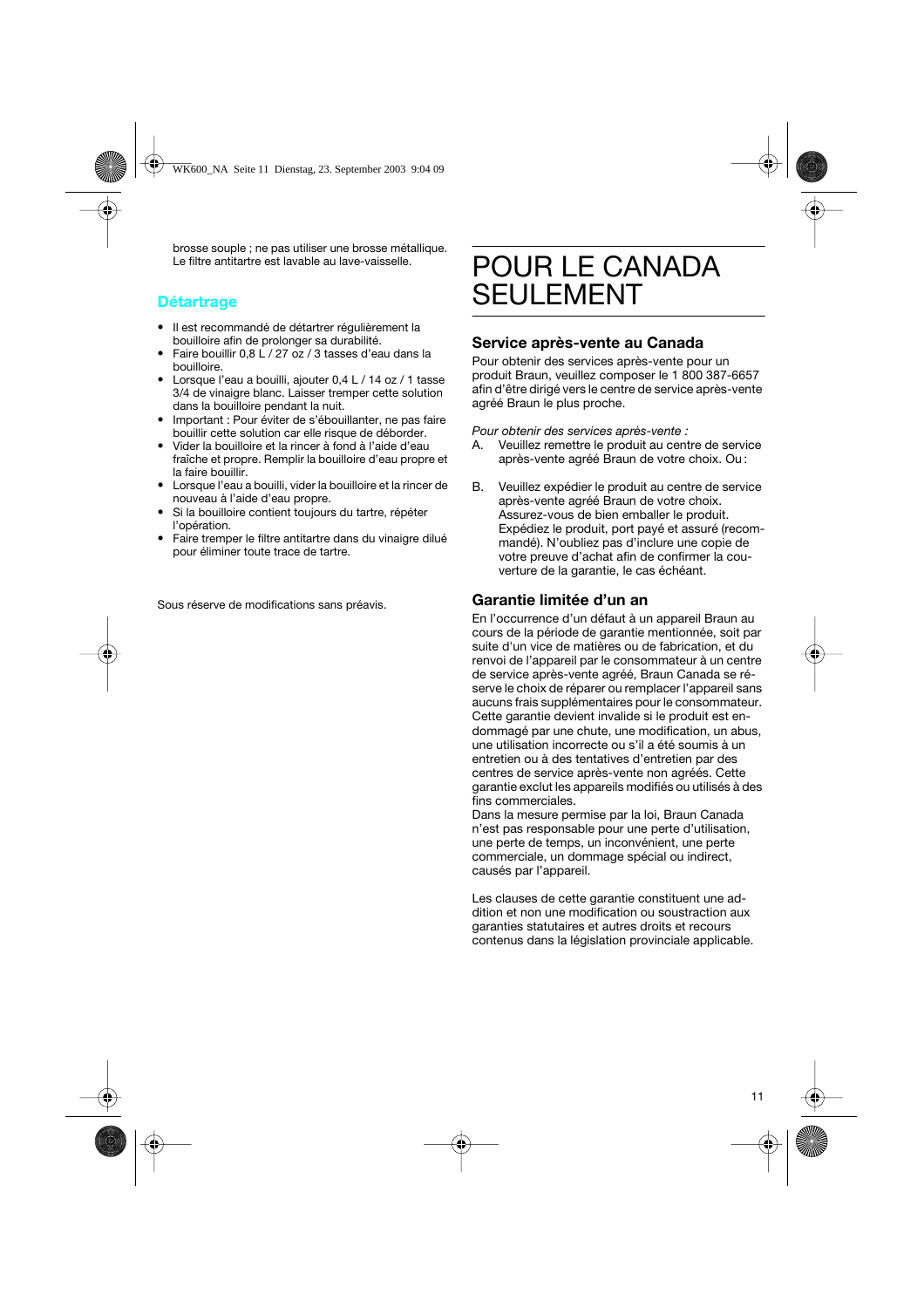brosse souple ; ne pas utiliser une brosse métallique. Le filtre antitartre est lavable au lave-vaisselle.

### Détartrage

- Il est recommandé de détartrer régulièrement la bouilloire afin de prolonger sa durabilité.
- Faire bouillir 0,8 L / 27 oz / 3 tasses d'eau dans la bouilloire.
- Lorsque l'eau a bouilli, ajouter 0,4 L / 14 oz / 1 tasse 3/4 de vinaigre blanc. Laisser tremper cette solution dans la bouilloire pendant la nuit.
- Important : Pour éviter de s'ébouillanter, ne pas faire bouillir cette solution car elle risque de déborder.
- Vider la bouilloire et la rincer à fond à l'aide d'eau fraîche et propre. Remplir la bouilloire d'eau propre et la faire bouillir.
- Lorsque l'eau a bouilli, vider la bouilloire et la rincer de nouveau à l'aide d'eau propre.
- Si la bouilloire contient toujours du tartre, répéter l'opération.
- Faire tremper le filtre antitartre dans du vinaigre dilué pour éliminer toute trace de tartre.

Sous réserve de modifications sans préavis.

# POUR LE CANADA SEULEMENT

### Service après-vente au Canada

Pour obtenir des services après-vente pour un produit Braun, veuillez composer le 1 800 387-6657 afin d'être dirigé vers le centre de service après-vente agréé Braun le plus proche.

*Pour obtenir des services après-vente :*

A. Veuillez remettre le produit au centre de service après-vente agréé Braun de votre choix. Ou :

B. Veuillez expédier le produit au centre de service après-vente agréé Braun de votre choix. Assurez-vous de bien emballer le produit. Expédiez le produit, port payé et assuré (recommandé). N'oubliez pas d'inclure une copie de votre preuve d'achat afin de confirmer la couverture de la garantie, le cas échéant.

### Garantie limitée d'un an

En l'occurrence d'un défaut à un appareil Braun au cours de la période de garantie mentionnée, soit par suite d'un vice de matières ou de fabrication, et du renvoi de l'appareil par le consommateur à un centre de service après-vente agréé, Braun Canada se réserve le choix de réparer ou remplacer l'appareil sans aucuns frais supplémentaires pour le consommateur. Cette garantie devient invalide si le produit est endommagé par une chute, une modification, un abus, une utilisation incorrecte ou s'il a été soumis à un entretien ou à des tentatives d'entretien par des centres de service après-vente non agréés. Cette garantie exclut les appareils modifiés ou utilisés à des fins commerciales.
Dans la mesure permise par la loi, Braun Canada n'est pas responsable pour une perte d'utilisation, une perte de temps, un inconvénient, une perte commerciale, un dommage spécial ou indirect, causés par l'appareil.

Les clauses de cette garantie constituent une addition et non une modification ou soustraction aux garanties statutaires et autres droits et recours contenus dans la législation provinciale applicable.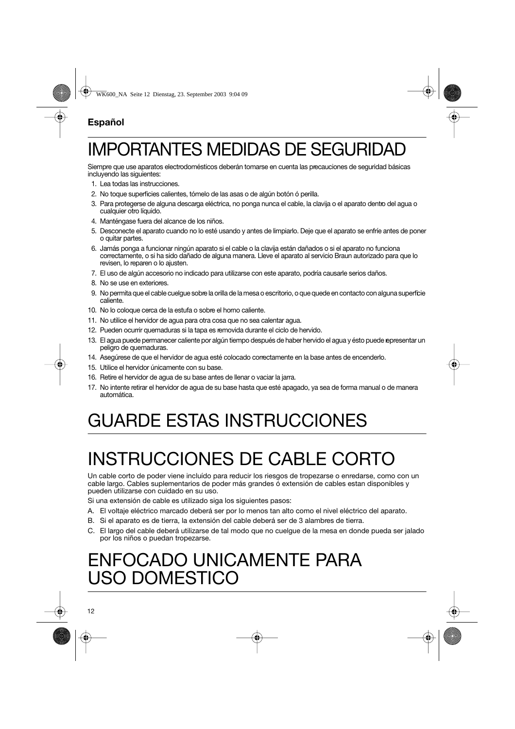**Español**

# IMPORTANTES MEDIDAS DE SEGURIDAD

Siempre que use aparatos electrodomésticos deberán tomarse en cuenta las precauciones de seguridad básicas incluyendo las siguientes:

1. Lea todas las instrucciones.
2. No toque superficies calientes, tómelo de las asas o de algún botón ó perilla.
3. Para protegerse de alguna descarga eléctrica, no ponga nunca el cable, la clavija o el aparato dentro del agua o cualquier otro líquido.
4. Manténgase fuera del alcance de los niños.
5. Desconecte el aparato cuando no lo esté usando y antes de limpiarlo. Deje que el aparato se enfríe antes de poner o quitar partes.
6. Jamás ponga a funcionar ningún aparato si el cable o la clavija están dañados o si el aparato no funciona correctamente, o si ha sido dañado de alguna manera. Lleve el aparato al servicio Braun autorizado para que lo revisen, lo reparen o lo ajusten.
7. El uso de algún accesorio no indicado para utilizarse con este aparato, podría causarle serios daños.
8. No se use en exteriores.
9. No permita que el cable cuelgue sobre la orilla de la mesa o escritorio, o que quede en contacto con alguna superficie caliente.
10. No lo coloque cerca de la estufa o sobre el horno caliente.
11. No utilice el hervidor de agua para otra cosa que no sea calentar agua.
12. Pueden ocurrir quemaduras si la tapa es removida durante el ciclo de hervido.
13. El agua puede permanecer caliente por algún tiempo después de haber hervido el agua y ésto puede representar un peligro de quemaduras.
14. Asegúrese de que el hervidor de agua esté colocado correctamente en la base antes de encenderlo.
15. Utilice el hervidor únicamente con su base.
16. Retire el hervidor de agua de su base antes de llenar o vaciar la jarra.
17. No intente retirar el hervidor de agua de su base hasta que esté apagado, ya sea de forma manual o de manera automática.

# GUARDE ESTAS INSTRUCCIONES

# INSTRUCCIONES DE CABLE CORTO

Un cable corto de poder viene incluído para reducir los riesgos de tropezarse o enredarse, como con un cable largo. Cables suplementarios de poder más grandes ó extensión de cables estan disponibles y pueden utilizarse con cuidado en su uso.

Si una extensión de cable es utilizado siga los siguientes pasos:

A. El voltaje eléctrico marcado deberá ser por lo menos tan alto como el nivel eléctrico del aparato.
B. Si el aparato es de tierra, la extensión del cable deberá ser de 3 alambres de tierra.
C. El largo del cable deberá utilizarse de tal modo que no cuelgue de la mesa en donde pueda ser jalado por los niños o puedan tropezarse.

# ENFOCADO UNICAMENTE PARA USO DOMESTICO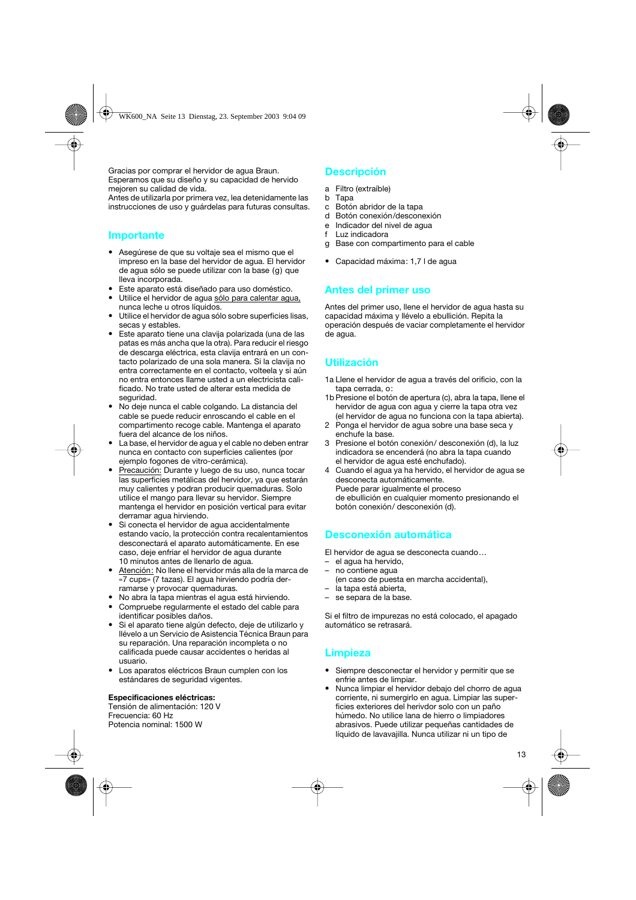Gracias por comprar el hervidor de agua Braun. Esperamos que su diseño y su capacidad de hervido mejoren su calidad de vida.
Antes de utilizarla por primera vez, lea detenidamente las instrucciones de uso y guárdelas para futuras consultas.

## Importante

- Asegúrese de que su voltaje sea el mismo que el impreso en la base del hervidor de agua. El hervidor de agua sólo se puede utilizar con la base (g) que lleva incorporada.
- Este aparato está diseñado para uso doméstico.
- Utilice el hervidor de agua sólo para calentar agua, nunca leche u otros líquidos.
- Utilice el hervidor de agua sólo sobre superficies lisas, secas y estables.
- Este aparato tiene una clavija polarizada (una de las patas es más ancha que la otra). Para reducir el riesgo de descarga eléctrica, esta clavija entrará en un contacto polarizado de una sola manera. Si la clavija no entra correctamente en el contacto, volteela y si aún no entra entonces llame usted a un electricista calificado. No trate usted de alterar esta medida de seguridad.
- No deje nunca el cable colgando. La distancia del cable se puede reducir enroscando el cable en el compartimento recoge cable. Mantenga el aparato fuera del alcance de los niños.
- La base, el hervidor de agua y el cable no deben entrar nunca en contacto con superficies calientes (por ejemplo fogones de vitro-cerámica).
- Precaución: Durante y luego de su uso, nunca tocar las superficies metálicas del hervidor, ya que estarán muy calientes y podran producir quemaduras. Solo utilice el mango para llevar su hervidor. Siempre mantenga el hervidor en posición vertical para evitar derramar agua hirviendo.
- Si conecta el hervidor de agua accidentalmente estando vacío, la protección contra recalentamientos desconectará el aparato automáticamente. En ese caso, deje enfriar el hervidor de agua durante 10 minutos antes de llenarlo de agua.
- Atención: No llene el hervidor más alla de la marca de «7 cups» (7 tazas). El agua hirviendo podría derramarse y provocar quemaduras.
- No abra la tapa mientras el agua está hirviendo.
- Compruebe regularmente el estado del cable para identificar posibles daños.
- Si el aparato tiene algún defecto, deje de utilizarlo y llévelo a un Servicio de Asistencia Técnica Braun para su reparación. Una reparación incompleta o no calificada puede causar accidentes o heridas al usuario.
- Los aparatos eléctricos Braun cumplen con los estándares de seguridad vigentes.

**Especificaciones eléctricas:**
Tensión de alimentación: 120 V
Frecuencia: 60 Hz
Potencia nominal: 1500 W

## Descripción

a Filtro (extraíble)
b Tapa
c Botón abridor de la tapa
d Botón conexión/desconexión
e Indicador del nivel de agua
f Luz indicadora
g Base con compartimento para el cable

- Capacidad máxima: 1,7 l de agua

## Antes del primer uso

Antes del primer uso, llene el hervidor de agua hasta su capacidad máxima y llévelo a ebullición. Repita la operación después de vaciar completamente el hervidor de agua.

## Utilización

1a Llene el hervidor de agua a través del orificio, con la tapa cerrada, o:
1b Presione el botón de apertura (c), abra la tapa, llene el hervidor de agua con agua y cierre la tapa otra vez (el hervidor de agua no funciona con la tapa abierta).
2 Ponga el hervidor de agua sobre una base seca y enchufe la base.
3 Presione el botón conexión/ desconexión (d), la luz indicadora se encenderá (no abra la tapa cuando el hervidor de agua esté enchufado).
4 Cuando el agua ya ha hervido, el hervidor de agua se desconecta automáticamente.
Puede parar igualmente el proceso de ebullición en cualquier momento presionando el botón conexión/ desconexión (d).

## Desconexión automática

El hervidor de agua se desconecta cuando…
– el agua ha hervido,
– no contiene agua
(en caso de puesta en marcha accidental),
– la tapa está abierta,
– se separa de la base.

Si el filtro de impurezas no está colocado, el apagado automático se retrasará.

## Limpieza

- Siempre desconectar el hervidor y permitir que se enfrie antes de limpiar.
- Nunca limpiar el hervidor debajo del chorro de agua corriente, ni sumergirlo en agua. Limpiar las superficies exteriores del herivdor solo con un paño húmedo. No utilice lana de hierro o limpiadores abrasivos. Puede utilizar pequeñas cantidades de líquido de lavavajilla. Nunca utilizar ni un tipo de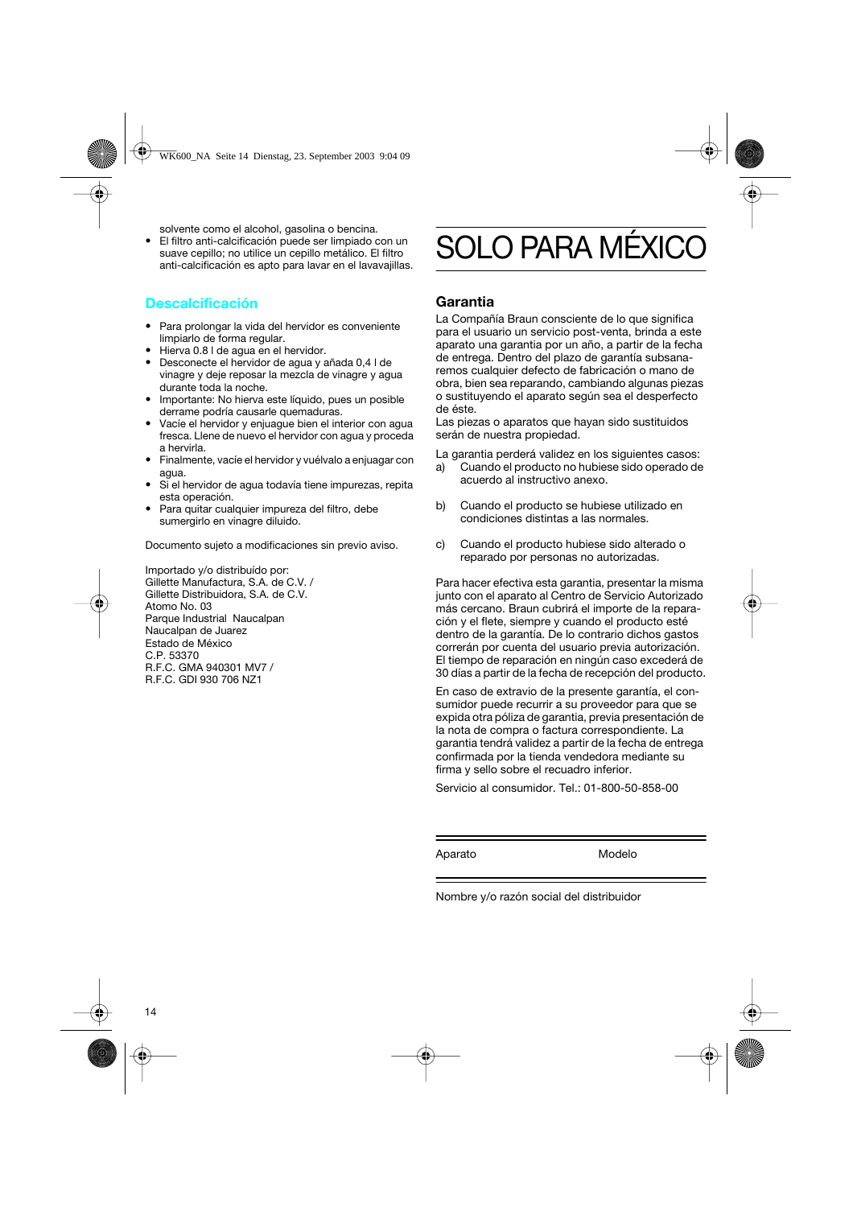solvente como el alcohol, gasolina o bencina.

- El filtro anti-calcificación puede ser limpiado con un suave cepillo; no utilice un cepillo metálico. El filtro anti-calcificación es apto para lavar en el lavavajillas.

## Descalcificación

- Para prolongar la vida del hervidor es conveniente limpiarlo de forma regular.
- Hierva 0.8 l de agua en el hervidor.
- Desconecte el hervidor de agua y añada 0,4 l de vinagre y deje reposar la mezcla de vinagre y agua durante toda la noche.
- Importante: No hierva este líquido, pues un posible derrame podría causarle quemaduras.
- Vacíe el hervidor y enjuague bien el interior con agua fresca. Llene de nuevo el hervidor con agua y proceda a hervirla.
- Finalmente, vacíe el hervidor y vuélvalo a enjuagar con agua.
- Si el hervidor de agua todavía tiene impurezas, repita esta operación.
- Para quitar cualquier impureza del filtro, debe sumergirlo en vinagre diluído.

Documento sujeto a modificaciones sin previo aviso.

Importado y/o distribuído por:
Gillette Manufactura, S.A. de C.V. /
Gillette Distribuidora, S.A. de C.V.
Atomo No. 03
Parque Industrial Naucalpan
Naucalpan de Juarez
Estado de México
C.P. 53370
R.F.C. GMA 940301 MV7 /
R.F.C. GDI 930 706 NZ1

# SOLO PARA MÉXICO

## Garantia

La Compañía Braun consciente de lo que significa para el usuario un servicio post-venta, brinda a este aparato una garantia por un año, a partir de la fecha de entrega. Dentro del plazo de garantía subsanaremos cualquier defecto de fabricación o mano de obra, bien sea reparando, cambiando algunas piezas o sustituyendo el aparato según sea el desperfecto de éste.
Las piezas o aparatos que hayan sido sustituidos serán de nuestra propiedad.

La garantia perderá validez en los siguientes casos:

a) Cuando el producto no hubiese sido operado de acuerdo al instructivo anexo.

b) Cuando el producto se hubiese utilizado en condiciones distintas a las normales.

c) Cuando el producto hubiese sido alterado o reparado por personas no autorizadas.

Para hacer efectiva esta garantia, presentar la misma junto con el aparato al Centro de Servicio Autorizado más cercano. Braun cubrirá el importe de la reparación y el flete, siempre y cuando el producto esté dentro de la garantía. De lo contrario dichos gastos correrán por cuenta del usuario previa autorización. El tiempo de reparación en ningún caso excederá de 30 días a partir de la fecha de recepción del producto.

En caso de extravio de la presente garantía, el consumidor puede recurrir a su proveedor para que se expida otra póliza de garantia, previa presentación de la nota de compra o factura correspondiente. La garantia tendrá validez a partir de la fecha de entrega confirmada por la tienda vendedora mediante su firma y sello sobre el recuadro inferior.

Servicio al consumidor. Tel.: 01-800-50-858-00

Aparato Modelo

Nombre y/o razón social del distribuidor